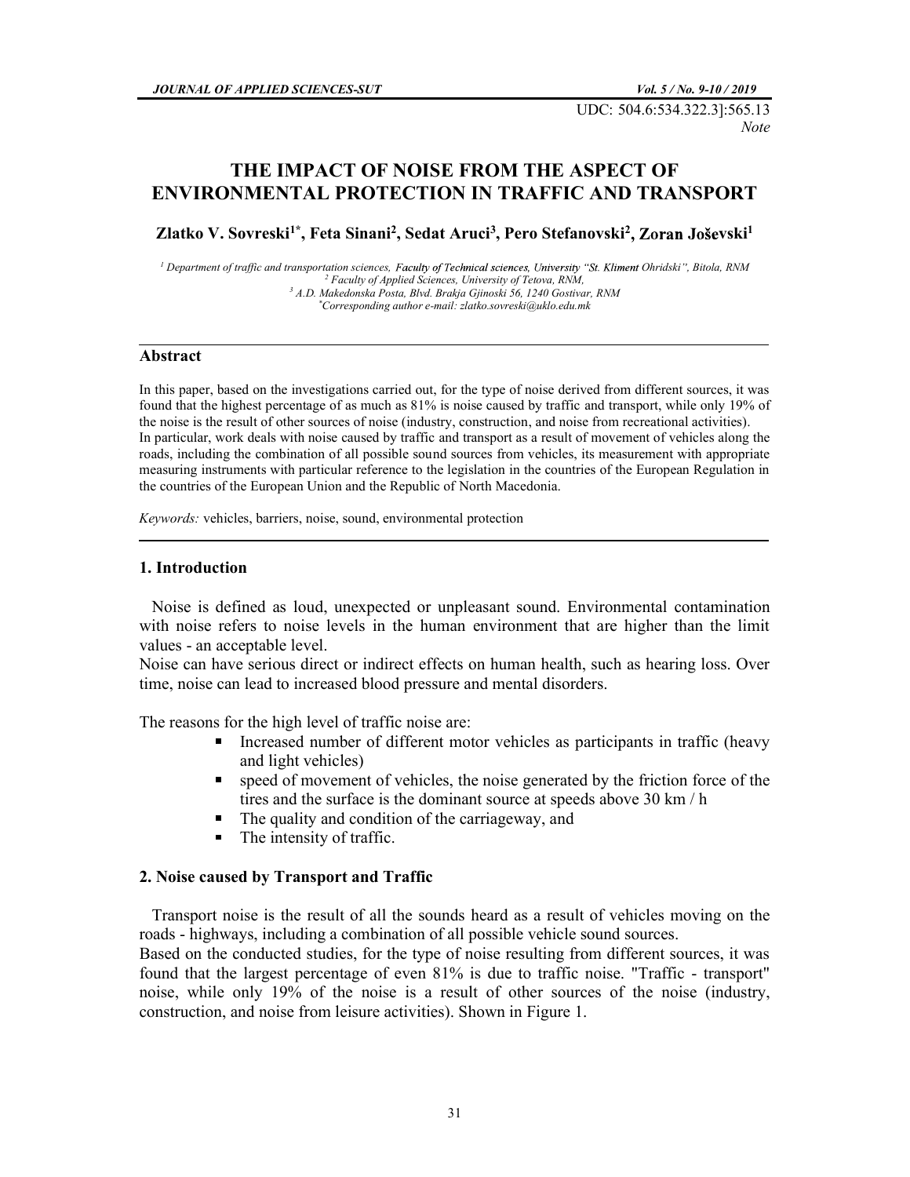UDC: 504.6:534.322.3]:565.13

*Note*

# THE IMPACT OF NOISE FROM THE ASPECT OF ENVIRONMENTAL PROTECTION IN TRAFFIC AND TRANSPORT

**Zlatko V. Sovreski[1*], Feta Sinani[2], Sedat Aruci[3], Pero Stefanovski[2], Zoran Joševski[1]**

[1] Department of traffic and transportation sciences, Faculty of Technical sciences, University "St. Kliment Ohridski", Bitola, RNM
[2] Faculty of Applied Sciences, University of Tetova, RNM,
[3] A.D. Makedonska Posta, Blvd. Brakja Gjinoski 56, 1240 Gostivar, RNM
[*] Corresponding author e-mail: zlatko.sovreski@uklo.edu.mk

## Abstract

In this paper, based on the investigations carried out, for the type of noise derived from different sources, it was found that the highest percentage of as much as 81% is noise caused by traffic and transport, while only 19% of the noise is the result of other sources of noise (industry, construction, and noise from recreational activities).
In particular, work deals with noise caused by traffic and transport as a result of movement of vehicles along the roads, including the combination of all possible sound sources from vehicles, its measurement with appropriate measuring instruments with particular reference to the legislation in the countries of the European Regulation in the countries of the European Union and the Republic of North Macedonia.

*Keywords:* vehicles, barriers, noise, sound, environmental protection

## 1. Introduction

Noise is defined as loud, unexpected or unpleasant sound. Environmental contamination with noise refers to noise levels in the human environment that are higher than the limit values - an acceptable level.
Noise can have serious direct or indirect effects on human health, such as hearing loss. Over time, noise can lead to increased blood pressure and mental disorders.

The reasons for the high level of traffic noise are:

- Increased number of different motor vehicles as participants in traffic (heavy and light vehicles)
- speed of movement of vehicles, the noise generated by the friction force of the tires and the surface is the dominant source at speeds above 30 km / h
- The quality and condition of the carriageway, and
- The intensity of traffic.

## 2. Noise caused by Transport and Traffic

Transport noise is the result of all the sounds heard as a result of vehicles moving on the roads - highways, including a combination of all possible vehicle sound sources.
Based on the conducted studies, for the type of noise resulting from different sources, it was found that the largest percentage of even 81% is due to traffic noise. "Traffic - transport" noise, while only 19% of the noise is a result of other sources of the noise (industry, construction, and noise from leisure activities). Shown in Figure 1.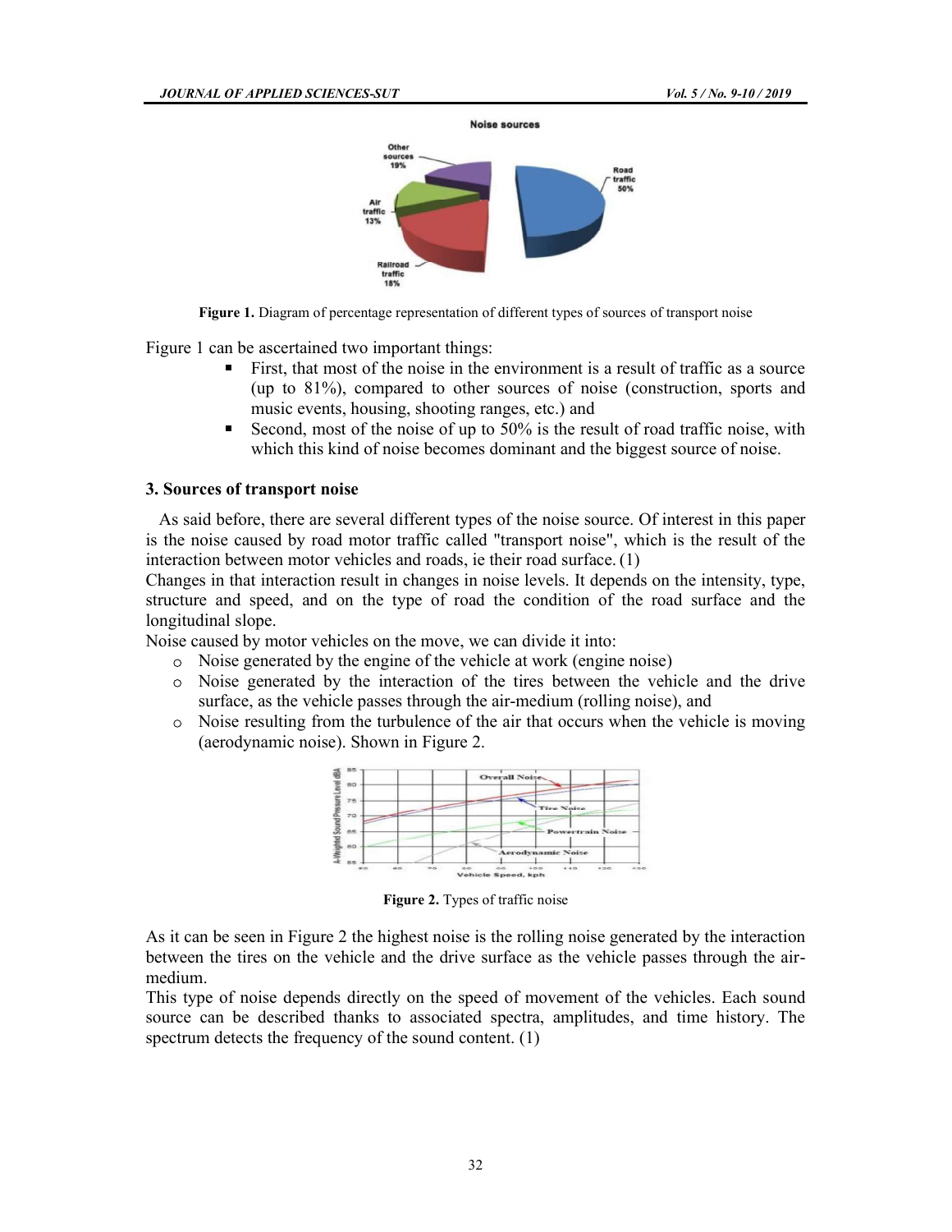**Figure 1.** Diagram of percentage representation of different types of sources of transport noise

Figure 1 can be ascertained two important things:

- First, that most of the noise in the environment is a result of traffic as a source (up to 81%), compared to other sources of noise (construction, sports and music events, housing, shooting ranges, etc.) and
- Second, most of the noise of up to 50% is the result of road traffic noise, with which this kind of noise becomes dominant and the biggest source of noise.

### 3. Sources of transport noise

As said before, there are several different types of the noise source. Of interest in this paper is the noise caused by road motor traffic called "transport noise", which is the result of the interaction between motor vehicles and roads, ie their road surface. (1)

Changes in that interaction result in changes in noise levels. It depends on the intensity, type, structure and speed, and on the type of road the condition of the road surface and the longitudinal slope.

Noise caused by motor vehicles on the move, we can divide it into:

- Noise generated by the engine of the vehicle at work (engine noise)
- Noise generated by the interaction of the tires between the vehicle and the drive surface, as the vehicle passes through the air-medium (rolling noise), and
- Noise resulting from the turbulence of the air that occurs when the vehicle is moving (aerodynamic noise). Shown in Figure 2.

**Figure 2.** Types of traffic noise

As it can be seen in Figure 2 the highest noise is the rolling noise generated by the interaction between the tires on the vehicle and the drive surface as the vehicle passes through the air-medium.

This type of noise depends directly on the speed of movement of the vehicles. Each sound source can be described thanks to associated spectra, amplitudes, and time history. The spectrum detects the frequency of the sound content. (1)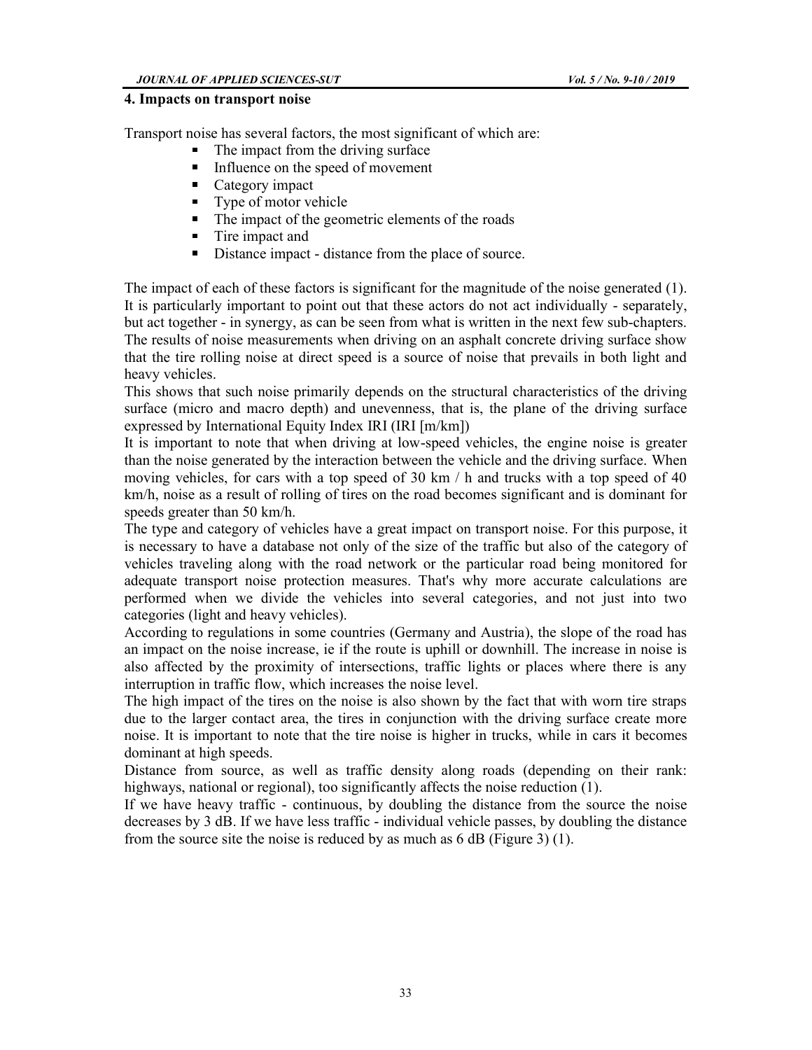## 4. Impacts on transport noise

Transport noise has several factors, the most significant of which are:

- The impact from the driving surface
- Influence on the speed of movement
- Category impact
- Type of motor vehicle
- The impact of the geometric elements of the roads
- Tire impact and
- Distance impact - distance from the place of source.

The impact of each of these factors is significant for the magnitude of the noise generated (1). It is particularly important to point out that these actors do not act individually - separately, but act together - in synergy, as can be seen from what is written in the next few sub-chapters. The results of noise measurements when driving on an asphalt concrete driving surface show that the tire rolling noise at direct speed is a source of noise that prevails in both light and heavy vehicles.

This shows that such noise primarily depends on the structural characteristics of the driving surface (micro and macro depth) and unevenness, that is, the plane of the driving surface expressed by International Equity Index IRI (IRI [m/km])

It is important to note that when driving at low-speed vehicles, the engine noise is greater than the noise generated by the interaction between the vehicle and the driving surface. When moving vehicles, for cars with a top speed of 30 km / h and trucks with a top speed of 40 km/h, noise as a result of rolling of tires on the road becomes significant and is dominant for speeds greater than 50 km/h.

The type and category of vehicles have a great impact on transport noise. For this purpose, it is necessary to have a database not only of the size of the traffic but also of the category of vehicles traveling along with the road network or the particular road being monitored for adequate transport noise protection measures. That's why more accurate calculations are performed when we divide the vehicles into several categories, and not just into two categories (light and heavy vehicles).

According to regulations in some countries (Germany and Austria), the slope of the road has an impact on the noise increase, ie if the route is uphill or downhill. The increase in noise is also affected by the proximity of intersections, traffic lights or places where there is any interruption in traffic flow, which increases the noise level.

The high impact of the tires on the noise is also shown by the fact that with worn tire straps due to the larger contact area, the tires in conjunction with the driving surface create more noise. It is important to note that the tire noise is higher in trucks, while in cars it becomes dominant at high speeds.

Distance from source, as well as traffic density along roads (depending on their rank: highways, national or regional), too significantly affects the noise reduction (1).

If we have heavy traffic - continuous, by doubling the distance from the source the noise decreases by 3 dB. If we have less traffic - individual vehicle passes, by doubling the distance from the source site the noise is reduced by as much as 6 dB (Figure 3) (1).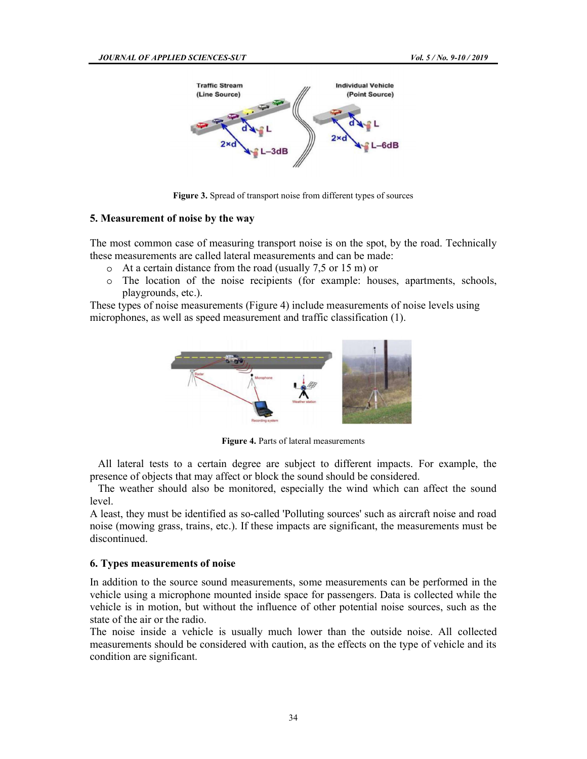Figure 3. Spread of transport noise from different types of sources

## 5. Measurement of noise by the way

The most common case of measuring transport noise is on the spot, by the road. Technically these measurements are called lateral measurements and can be made:

- At a certain distance from the road (usually 7,5 or 15 m) or
- The location of the noise recipients (for example: houses, apartments, schools, playgrounds, etc.).

These types of noise measurements (Figure 4) include measurements of noise levels using microphones, as well as speed measurement and traffic classification (1).

Figure 4. Parts of lateral measurements

All lateral tests to a certain degree are subject to different impacts. For example, the presence of objects that may affect or block the sound should be considered.

The weather should also be monitored, especially the wind which can affect the sound level.

A least, they must be identified as so-called 'Polluting sources' such as aircraft noise and road noise (mowing grass, trains, etc.). If these impacts are significant, the measurements must be discontinued.

## 6. Types measurements of noise

In addition to the source sound measurements, some measurements can be performed in the vehicle using a microphone mounted inside space for passengers. Data is collected while the vehicle is in motion, but without the influence of other potential noise sources, such as the state of the air or the radio.

The noise inside a vehicle is usually much lower than the outside noise. All collected measurements should be considered with caution, as the effects on the type of vehicle and its condition are significant.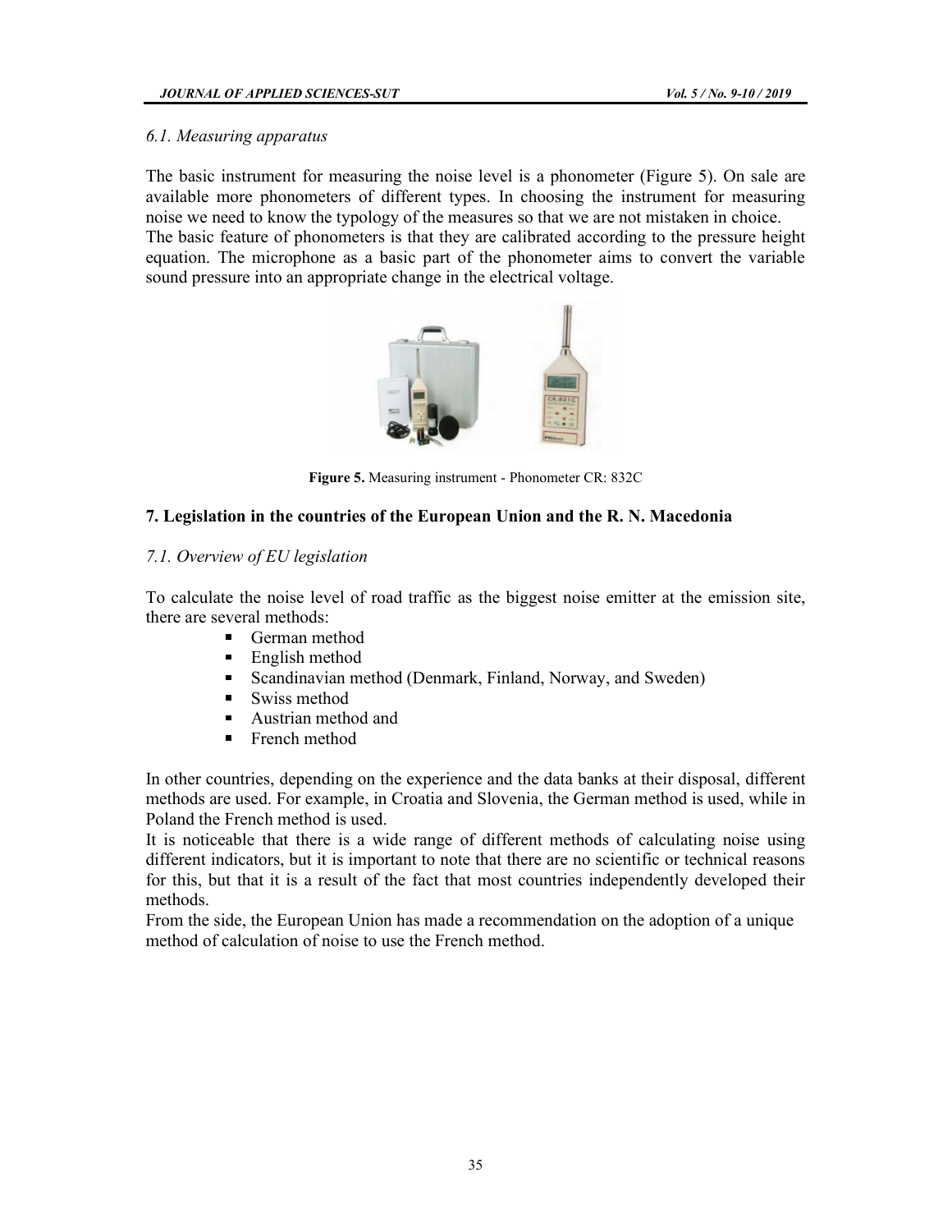### *6.1. Measuring apparatus*

The basic instrument for measuring the noise level is a phonometer (Figure 5). On sale are available more phonometers of different types. In choosing the instrument for measuring noise we need to know the typology of the measures so that we are not mistaken in choice.
The basic feature of phonometers is that they are calibrated according to the pressure height equation. The microphone as a basic part of the phonometer aims to convert the variable sound pressure into an appropriate change in the electrical voltage.

**Figure 5.** Measuring instrument - Phonometer CR: 832C

## 7. Legislation in the countries of the European Union and the R. N. Macedonia

### *7.1. Overview of EU legislation*

To calculate the noise level of road traffic as the biggest noise emitter at the emission site, there are several methods:

- German method
- English method
- Scandinavian method (Denmark, Finland, Norway, and Sweden)
- Swiss method
- Austrian method and
- French method

In other countries, depending on the experience and the data banks at their disposal, different methods are used. For example, in Croatia and Slovenia, the German method is used, while in Poland the French method is used.
It is noticeable that there is a wide range of different methods of calculating noise using different indicators, but it is important to note that there are no scientific or technical reasons for this, but that it is a result of the fact that most countries independently developed their methods.
From the side, the European Union has made a recommendation on the adoption of a unique method of calculation of noise to use the French method.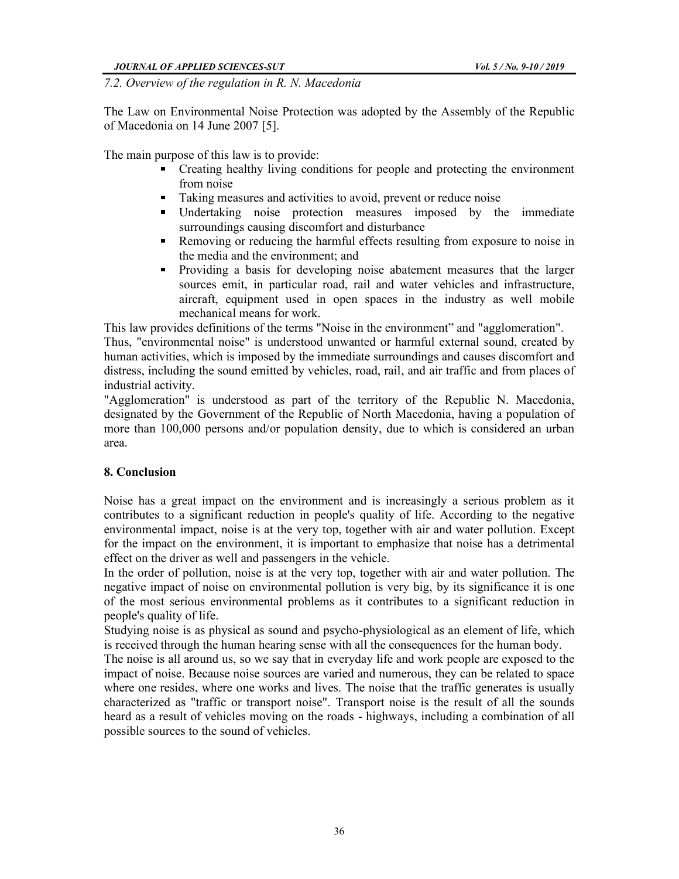*7.2. Overview of the regulation in R. N. Macedonia*

The Law on Environmental Noise Protection was adopted by the Assembly of the Republic of Macedonia on 14 June 2007 [5].

The main purpose of this law is to provide:

- Creating healthy living conditions for people and protecting the environment from noise
- Taking measures and activities to avoid, prevent or reduce noise
- Undertaking noise protection measures imposed by the immediate surroundings causing discomfort and disturbance
- Removing or reducing the harmful effects resulting from exposure to noise in the media and the environment; and
- Providing a basis for developing noise abatement measures that the larger sources emit, in particular road, rail and water vehicles and infrastructure, aircraft, equipment used in open spaces in the industry as well mobile mechanical means for work.

This law provides definitions of the terms "Noise in the environment" and "agglomeration".
Thus, "environmental noise" is understood unwanted or harmful external sound, created by human activities, which is imposed by the immediate surroundings and causes discomfort and distress, including the sound emitted by vehicles, road, rail, and air traffic and from places of industrial activity.
"Agglomeration" is understood as part of the territory of the Republic N. Macedonia, designated by the Government of the Republic of North Macedonia, having a population of more than 100,000 persons and/or population density, due to which is considered an urban area.

## 8. Conclusion

Noise has a great impact on the environment and is increasingly a serious problem as it contributes to a significant reduction in people's quality of life. According to the negative environmental impact, noise is at the very top, together with air and water pollution. Except for the impact on the environment, it is important to emphasize that noise has a detrimental effect on the driver as well and passengers in the vehicle.
In the order of pollution, noise is at the very top, together with air and water pollution. The negative impact of noise on environmental pollution is very big, by its significance it is one of the most serious environmental problems as it contributes to a significant reduction in people's quality of life.
Studying noise is as physical as sound and psycho-physiological as an element of life, which is received through the human hearing sense with all the consequences for the human body.
The noise is all around us, so we say that in everyday life and work people are exposed to the impact of noise. Because noise sources are varied and numerous, they can be related to space where one resides, where one works and lives. The noise that the traffic generates is usually characterized as "traffic or transport noise". Transport noise is the result of all the sounds heard as a result of vehicles moving on the roads - highways, including a combination of all possible sources to the sound of vehicles.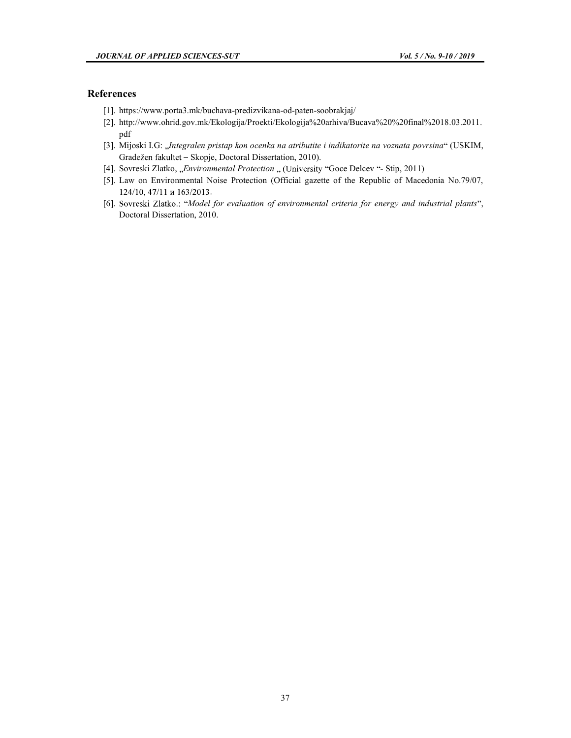## References

[1]. https://www.porta3.mk/buchava-predizvikana-od-paten-soobrakjaj/

[2]. http://www.ohrid.gov.mk/Ekologija/Proekti/Ekologija%20arhiva/Bucava%20%20final%2018.03.2011.pdf

[3]. Mijoski I.G: „*Integralen pristap kon ocenka na atributite i indikatorite na voznata povrsina*" (USKIM, Gradežen fakultet – Skopje, Doctoral Dissertation, 2010).

[4]. Sovreski Zlatko, „*Environmental Protection* „ (University "Goce Delcev "- Stip, 2011)

[5]. Law on Environmental Noise Protection (Official gazette of the Republic of Macedonia No.79/07, 124/10, 47/11 и 163/2013.

[6]. Sovreski Zlatko.: "*Model for evaluation of environmental criteria for energy and industrial plants*", Doctoral Dissertation, 2010.